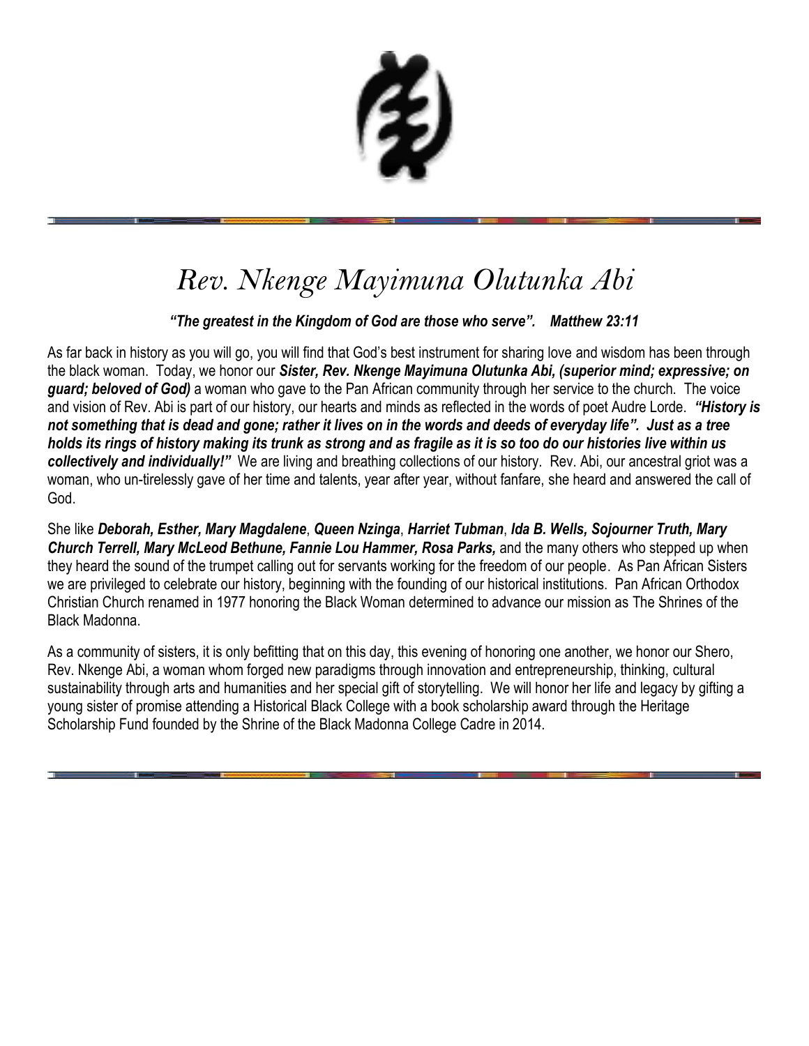# *Rev. Nkenge Mayimuna Olutunka Abi*

***"The greatest in the Kingdom of God are those who serve". Matthew 23:11***

As far back in history as you will go, you will find that God's best instrument for sharing love and wisdom has been through the black woman. Today, we honor our ***Sister, Rev. Nkenge Mayimuna Olutunka Abi, (superior mind; expressive; on guard; beloved of God)*** a woman who gave to the Pan African community through her service to the church. The voice and vision of Rev. Abi is part of our history, our hearts and minds as reflected in the words of poet Audre Lorde. ***"History is not something that is dead and gone; rather it lives on in the words and deeds of everyday life". Just as a tree holds its rings of history making its trunk as strong and as fragile as it is so too do our histories live within us collectively and individually!"*** We are living and breathing collections of our history. Rev. Abi, our ancestral griot was a woman, who un-tirelessly gave of her time and talents, year after year, without fanfare, she heard and answered the call of God.

She like ***Deborah, Esther, Mary Magdalene***, ***Queen Nzinga***, ***Harriet Tubman***, ***Ida B. Wells, Sojourner Truth, Mary Church Terrell, Mary McLeod Bethune, Fannie Lou Hammer, Rosa Parks,*** and the many others who stepped up when they heard the sound of the trumpet calling out for servants working for the freedom of our people. As Pan African Sisters we are privileged to celebrate our history, beginning with the founding of our historical institutions. Pan African Orthodox Christian Church renamed in 1977 honoring the Black Woman determined to advance our mission as The Shrines of the Black Madonna.

As a community of sisters, it is only befitting that on this day, this evening of honoring one another, we honor our Shero, Rev. Nkenge Abi, a woman whom forged new paradigms through innovation and entrepreneurship, thinking, cultural sustainability through arts and humanities and her special gift of storytelling. We will honor her life and legacy by gifting a young sister of promise attending a Historical Black College with a book scholarship award through the Heritage Scholarship Fund founded by the Shrine of the Black Madonna College Cadre in 2014.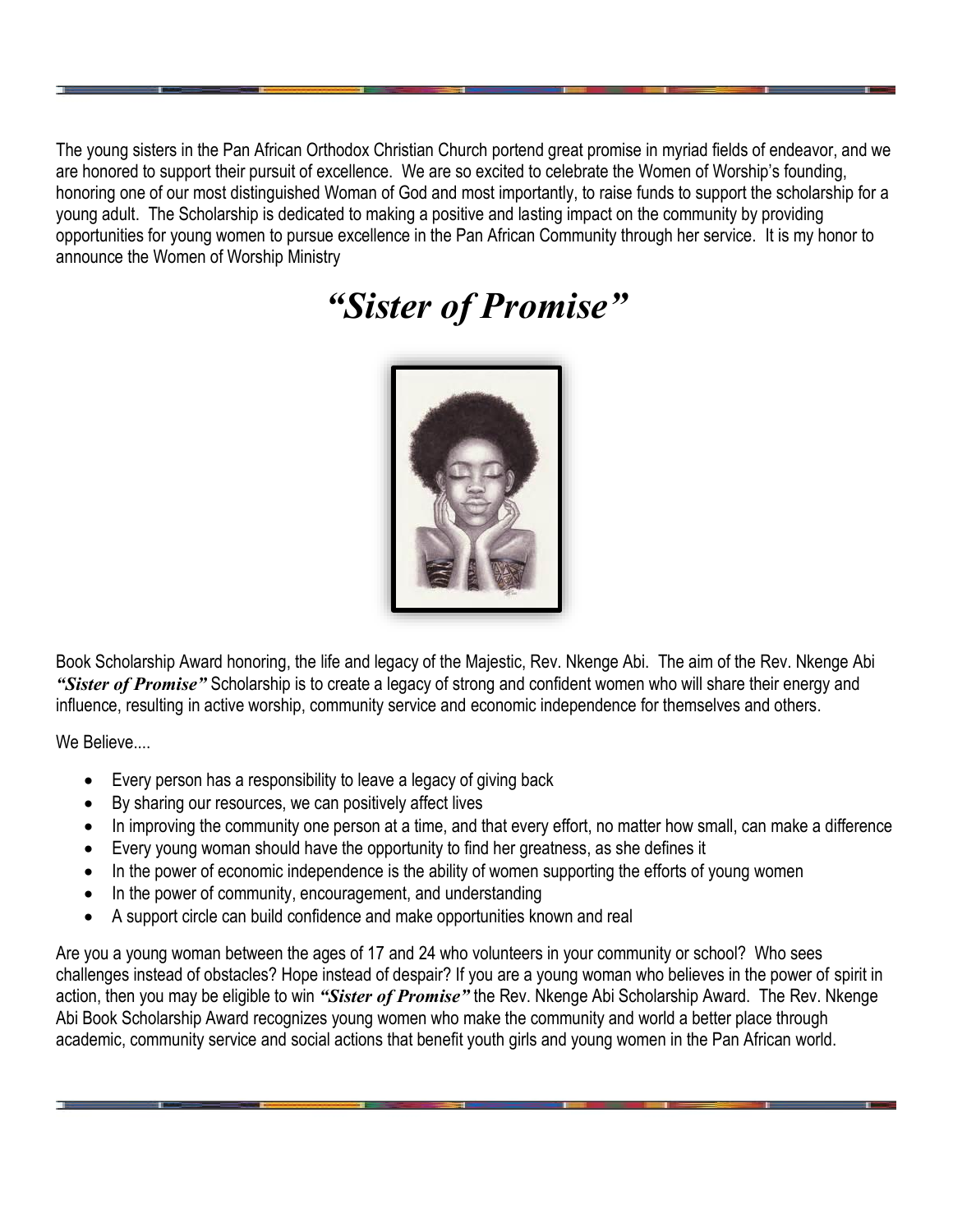The young sisters in the Pan African Orthodox Christian Church portend great promise in myriad fields of endeavor, and we are honored to support their pursuit of excellence. We are so excited to celebrate the Women of Worship's founding, honoring one of our most distinguished Woman of God and most importantly, to raise funds to support the scholarship for a young adult. The Scholarship is dedicated to making a positive and lasting impact on the community by providing opportunities for young women to pursue excellence in the Pan African Community through her service. It is my honor to announce the Women of Worship Ministry

# *"Sister of Promise"*

Book Scholarship Award honoring, the life and legacy of the Majestic, Rev. Nkenge Abi. The aim of the Rev. Nkenge Abi ***"Sister of Promise"*** Scholarship is to create a legacy of strong and confident women who will share their energy and influence, resulting in active worship, community service and economic independence for themselves and others.

We Believe....

- Every person has a responsibility to leave a legacy of giving back
- By sharing our resources, we can positively affect lives
- In improving the community one person at a time, and that every effort, no matter how small, can make a difference
- Every young woman should have the opportunity to find her greatness, as she defines it
- In the power of economic independence is the ability of women supporting the efforts of young women
- In the power of community, encouragement, and understanding
- A support circle can build confidence and make opportunities known and real

Are you a young woman between the ages of 17 and 24 who volunteers in your community or school? Who sees challenges instead of obstacles? Hope instead of despair? If you are a young woman who believes in the power of spirit in action, then you may be eligible to win ***"Sister of Promise"*** the Rev. Nkenge Abi Scholarship Award. The Rev. Nkenge Abi Book Scholarship Award recognizes young women who make the community and world a better place through academic, community service and social actions that benefit youth girls and young women in the Pan African world.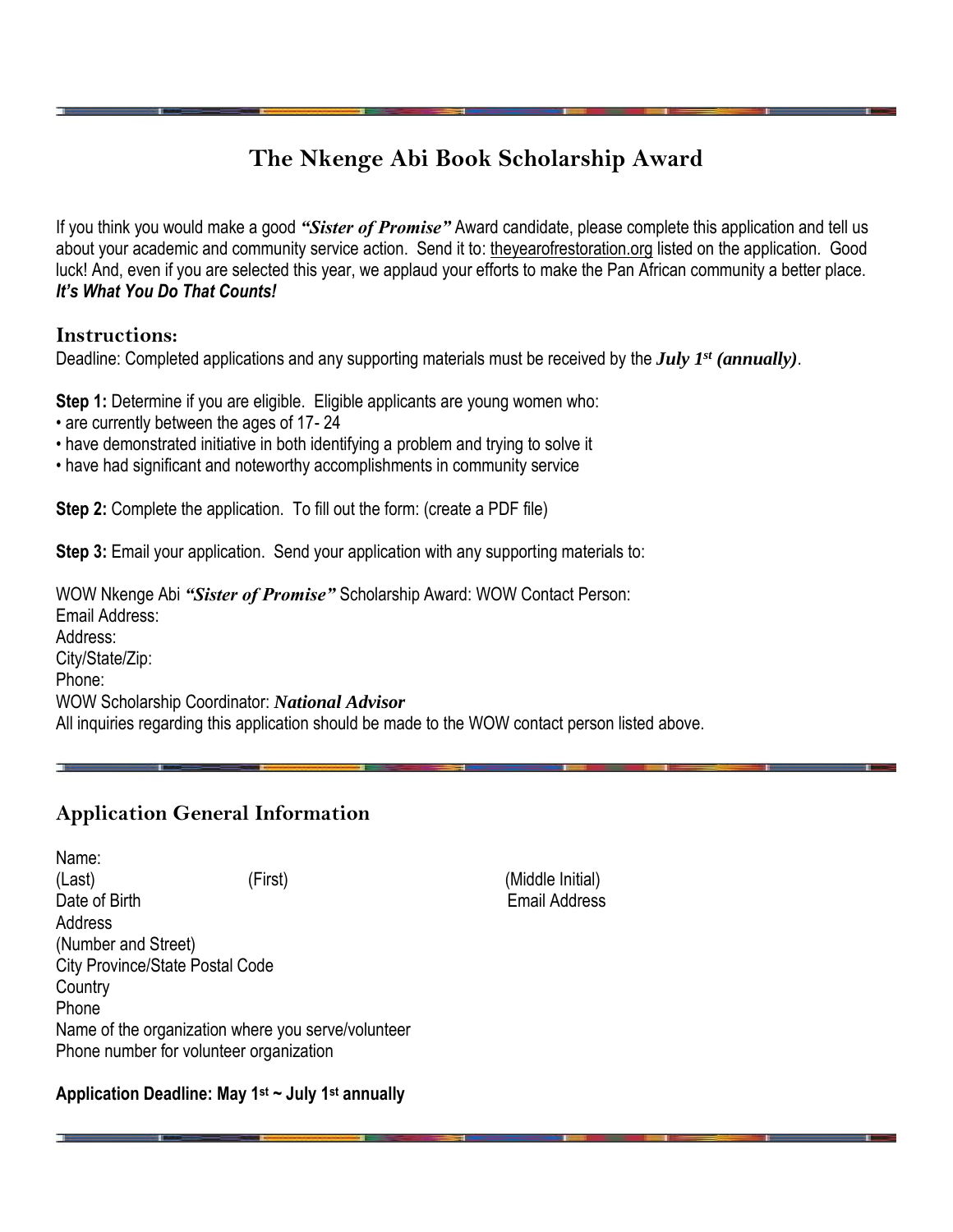# The Nkenge Abi Book Scholarship Award

If you think you would make a good ***"Sister of Promise"*** Award candidate, please complete this application and tell us about your academic and community service action. Send it to: theyearofrestoration.org listed on the application. Good luck! And, even if you are selected this year, we applaud your efforts to make the Pan African community a better place. ***It's What You Do That Counts!***

## Instructions:

Deadline: Completed applications and any supporting materials must be received by the ***July 1st (annually)***.

**Step 1:** Determine if you are eligible. Eligible applicants are young women who:

- are currently between the ages of 17- 24
- have demonstrated initiative in both identifying a problem and trying to solve it
- have had significant and noteworthy accomplishments in community service

**Step 2:** Complete the application. To fill out the form: (create a PDF file)

**Step 3:** Email your application. Send your application with any supporting materials to:

WOW Nkenge Abi ***"Sister of Promise"*** Scholarship Award: WOW Contact Person:
Email Address:
Address:
City/State/Zip:
Phone:
WOW Scholarship Coordinator: ***National Advisor***
All inquiries regarding this application should be made to the WOW contact person listed above.

## Application General Information

Name:
(Last) (First) (Middle Initial)
Date of Birth Email Address
Address
(Number and Street)
City Province/State Postal Code
Country
Phone
Name of the organization where you serve/volunteer
Phone number for volunteer organization

**Application Deadline: May 1st ~ July 1st annually**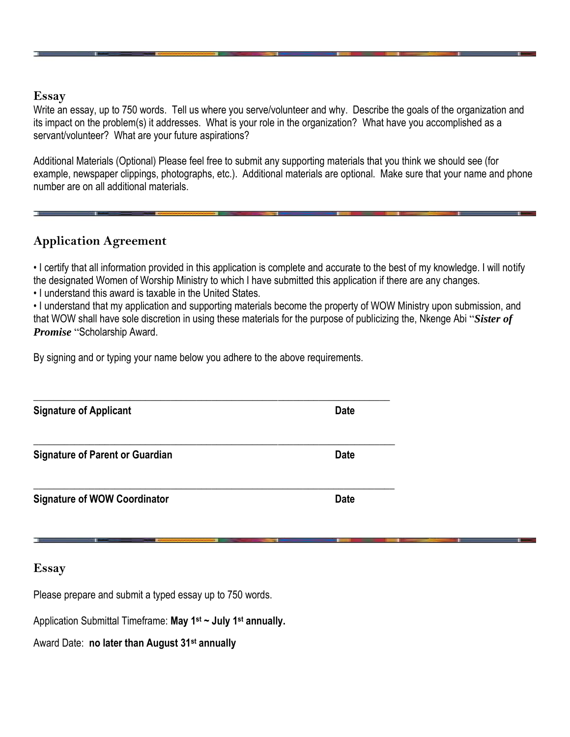## Essay

Write an essay, up to 750 words. Tell us where you serve/volunteer and why. Describe the goals of the organization and its impact on the problem(s) it addresses. What is your role in the organization? What have you accomplished as a servant/volunteer? What are your future aspirations?

Additional Materials (Optional) Please feel free to submit any supporting materials that you think we should see (for example, newspaper clippings, photographs, etc.). Additional materials are optional. Make sure that your name and phone number are on all additional materials.

## Application Agreement

• I certify that all information provided in this application is complete and accurate to the best of my knowledge. I will notify the designated Women of Worship Ministry to which I have submitted this application if there are any changes.
• I understand this award is taxable in the United States.
• I understand that my application and supporting materials become the property of WOW Ministry upon submission, and that WOW shall have sole discretion in using these materials for the purpose of publicizing the, Nkenge Abi "***Sister of Promise*** "Scholarship Award.

By signing and or typing your name below you adhere to the above requirements.

\_\_\_\_\_\_\_\_\_\_\_\_\_\_\_\_\_\_\_\_\_\_\_\_\_\_\_\_\_\_\_\_\_\_\_\_\_\_\_\_\_\_\_\_\_\_\_\_\_\_\_\_\_\_\_\_\_\_\_\_

**Signature of Applicant** **Date**

\_\_\_\_\_\_\_\_\_\_\_\_\_\_\_\_\_\_\_\_\_\_\_\_\_\_\_\_\_\_\_\_\_\_\_\_\_\_\_\_\_\_\_\_\_\_\_\_\_\_\_\_\_\_\_\_\_\_\_\_

**Signature of Parent or Guardian** **Date**

\_\_\_\_\_\_\_\_\_\_\_\_\_\_\_\_\_\_\_\_\_\_\_\_\_\_\_\_\_\_\_\_\_\_\_\_\_\_\_\_\_\_\_\_\_\_\_\_\_\_\_\_\_\_\_\_\_\_\_\_

**Signature of WOW Coordinator** **Date**

## Essay

Please prepare and submit a typed essay up to 750 words.

Application Submittal Timeframe: **May 1st ~ July 1st annually.**

Award Date: **no later than August 31st annually**